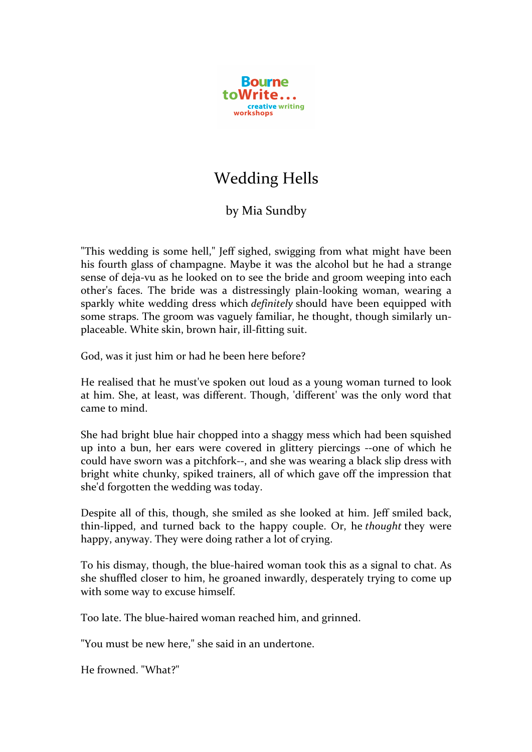Bourne toWrite... creative writing workshops

# Wedding Hells

by Mia Sundby

"This wedding is some hell," Jeff sighed, swigging from what might have been his fourth glass of champagne. Maybe it was the alcohol but he had a strange sense of deja-vu as he looked on to see the bride and groom weeping into each other's faces. The bride was a distressingly plain-looking woman, wearing a sparkly white wedding dress which *definitely* should have been equipped with some straps. The groom was vaguely familiar, he thought, though similarly un-placeable. White skin, brown hair, ill-fitting suit.

God, was it just him or had he been here before?

He realised that he must've spoken out loud as a young woman turned to look at him. She, at least, was different. Though, 'different' was the only word that came to mind.

She had bright blue hair chopped into a shaggy mess which had been squished up into a bun, her ears were covered in glittery piercings --one of which he could have sworn was a pitchfork--, and she was wearing a black slip dress with bright white chunky, spiked trainers, all of which gave off the impression that she'd forgotten the wedding was today.

Despite all of this, though, she smiled as she looked at him. Jeff smiled back, thin-lipped, and turned back to the happy couple. Or, he *thought* they were happy, anyway. They were doing rather a lot of crying.

To his dismay, though, the blue-haired woman took this as a signal to chat. As she shuffled closer to him, he groaned inwardly, desperately trying to come up with some way to excuse himself.

Too late. The blue-haired woman reached him, and grinned.

"You must be new here," she said in an undertone.

He frowned. "What?"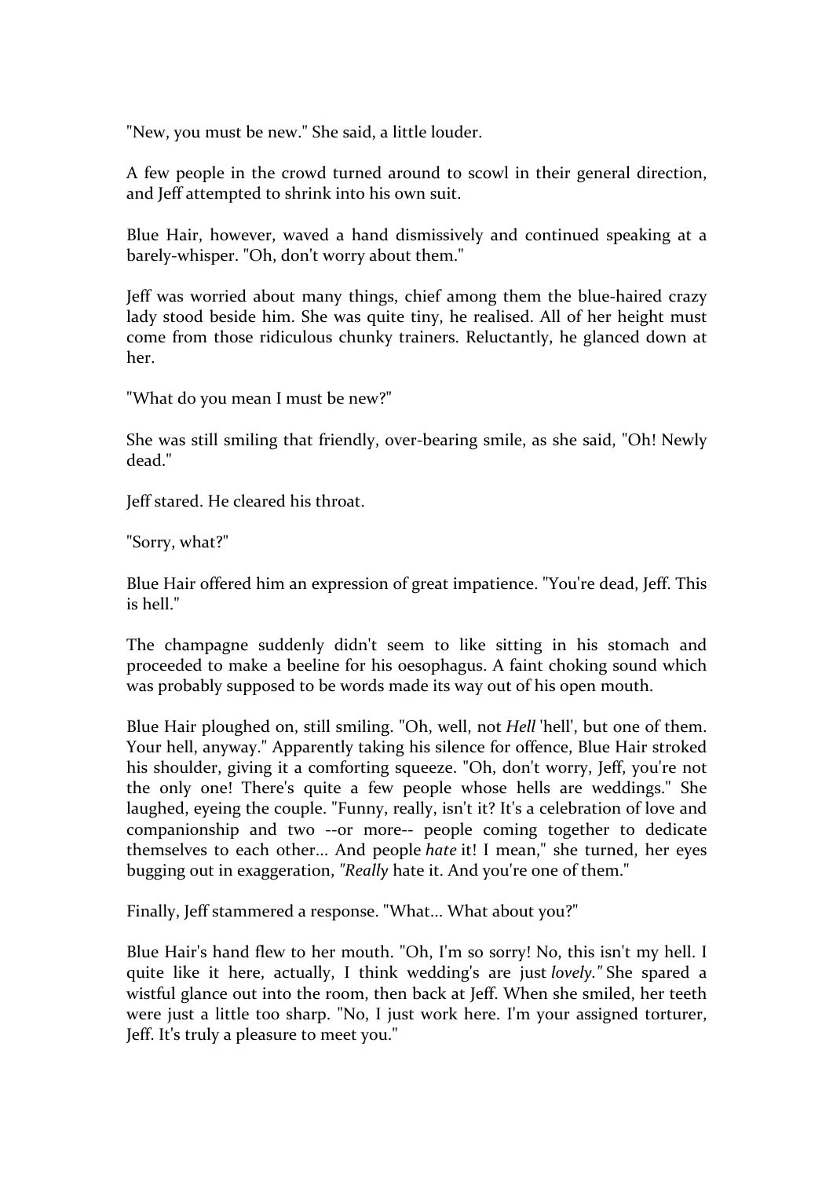"New, you must be new." She said, a little louder.

A few people in the crowd turned around to scowl in their general direction, and Jeff attempted to shrink into his own suit.

Blue Hair, however, waved a hand dismissively and continued speaking at a barely-whisper. "Oh, don't worry about them."

Jeff was worried about many things, chief among them the blue-haired crazy lady stood beside him. She was quite tiny, he realised. All of her height must come from those ridiculous chunky trainers. Reluctantly, he glanced down at her.

"What do you mean I must be new?"

She was still smiling that friendly, over-bearing smile, as she said, "Oh! Newly dead."

Jeff stared. He cleared his throat.

"Sorry, what?"

Blue Hair offered him an expression of great impatience. "You're dead, Jeff. This is hell."

The champagne suddenly didn't seem to like sitting in his stomach and proceeded to make a beeline for his oesophagus. A faint choking sound which was probably supposed to be words made its way out of his open mouth.

Blue Hair ploughed on, still smiling. "Oh, well, not *Hell* 'hell', but one of them. Your hell, anyway." Apparently taking his silence for offence, Blue Hair stroked his shoulder, giving it a comforting squeeze. "Oh, don't worry, Jeff, you're not the only one! There's quite a few people whose hells are weddings." She laughed, eyeing the couple. "Funny, really, isn't it? It's a celebration of love and companionship and two --or more-- people coming together to dedicate themselves to each other... And people *hate* it! I mean," she turned, her eyes bugging out in exaggeration, *"Really* hate it. And you're one of them."

Finally, Jeff stammered a response. "What... What about you?"

Blue Hair's hand flew to her mouth. "Oh, I'm so sorry! No, this isn't my hell. I quite like it here, actually, I think wedding's are just *lovely."* She spared a wistful glance out into the room, then back at Jeff. When she smiled, her teeth were just a little too sharp. "No, I just work here. I'm your assigned torturer, Jeff. It's truly a pleasure to meet you."